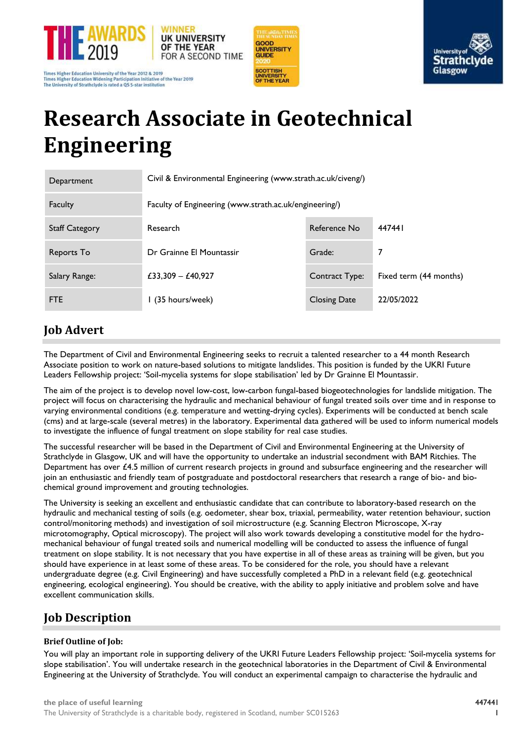# Research Associate in Geotechnical Engineering

| Department | Civil & Environmental Engineering (www.strath.ac.uk/civeng/) | | |
|---|---|---|---|
| Faculty | Faculty of Engineering (www.strath.ac.uk/engineering/) | | |
| Staff Category | Research | Reference No | 447441 |
| Reports To | Dr Grainne El Mountassir | Grade: | 7 |
| Salary Range: | £33,309 – £40,927 | Contract Type: | Fixed term (44 months) |
| FTE | 1 (35 hours/week) | Closing Date | 22/05/2022 |

## Job Advert

The Department of Civil and Environmental Engineering seeks to recruit a talented researcher to a 44 month Research Associate position to work on nature-based solutions to mitigate landslides. This position is funded by the UKRI Future Leaders Fellowship project: 'Soil-mycelia systems for slope stabilisation' led by Dr Grainne El Mountassir.

The aim of the project is to develop novel low-cost, low-carbon fungal-based biogeotechnologies for landslide mitigation. The project will focus on characterising the hydraulic and mechanical behaviour of fungal treated soils over time and in response to varying environmental conditions (e.g. temperature and wetting-drying cycles). Experiments will be conducted at bench scale (cms) and at large-scale (several metres) in the laboratory. Experimental data gathered will be used to inform numerical models to investigate the influence of fungal treatment on slope stability for real case studies.

The successful researcher will be based in the Department of Civil and Environmental Engineering at the University of Strathclyde in Glasgow, UK and will have the opportunity to undertake an industrial secondment with BAM Ritchies. The Department has over £4.5 million of current research projects in ground and subsurface engineering and the researcher will join an enthusiastic and friendly team of postgraduate and postdoctoral researchers that research a range of bio- and bio-chemical ground improvement and grouting technologies.

The University is seeking an excellent and enthusiastic candidate that can contribute to laboratory-based research on the hydraulic and mechanical testing of soils (e.g. oedometer, shear box, triaxial, permeability, water retention behaviour, suction control/monitoring methods) and investigation of soil microstructure (e.g. Scanning Electron Microscope, X-ray microtomography, Optical microscopy). The project will also work towards developing a constitutive model for the hydro-mechanical behaviour of fungal treated soils and numerical modelling will be conducted to assess the influence of fungal treatment on slope stability. It is not necessary that you have expertise in all of these areas as training will be given, but you should have experience in at least some of these areas. To be considered for the role, you should have a relevant undergraduate degree (e.g. Civil Engineering) and have successfully completed a PhD in a relevant field (e.g. geotechnical engineering, ecological engineering). You should be creative, with the ability to apply initiative and problem solve and have excellent communication skills.

## Job Description

### Brief Outline of Job:

You will play an important role in supporting delivery of the UKRI Future Leaders Fellowship project: 'Soil-mycelia systems for slope stabilisation'. You will undertake research in the geotechnical laboratories in the Department of Civil & Environmental Engineering at the University of Strathclyde. You will conduct an experimental campaign to characterise the hydraulic and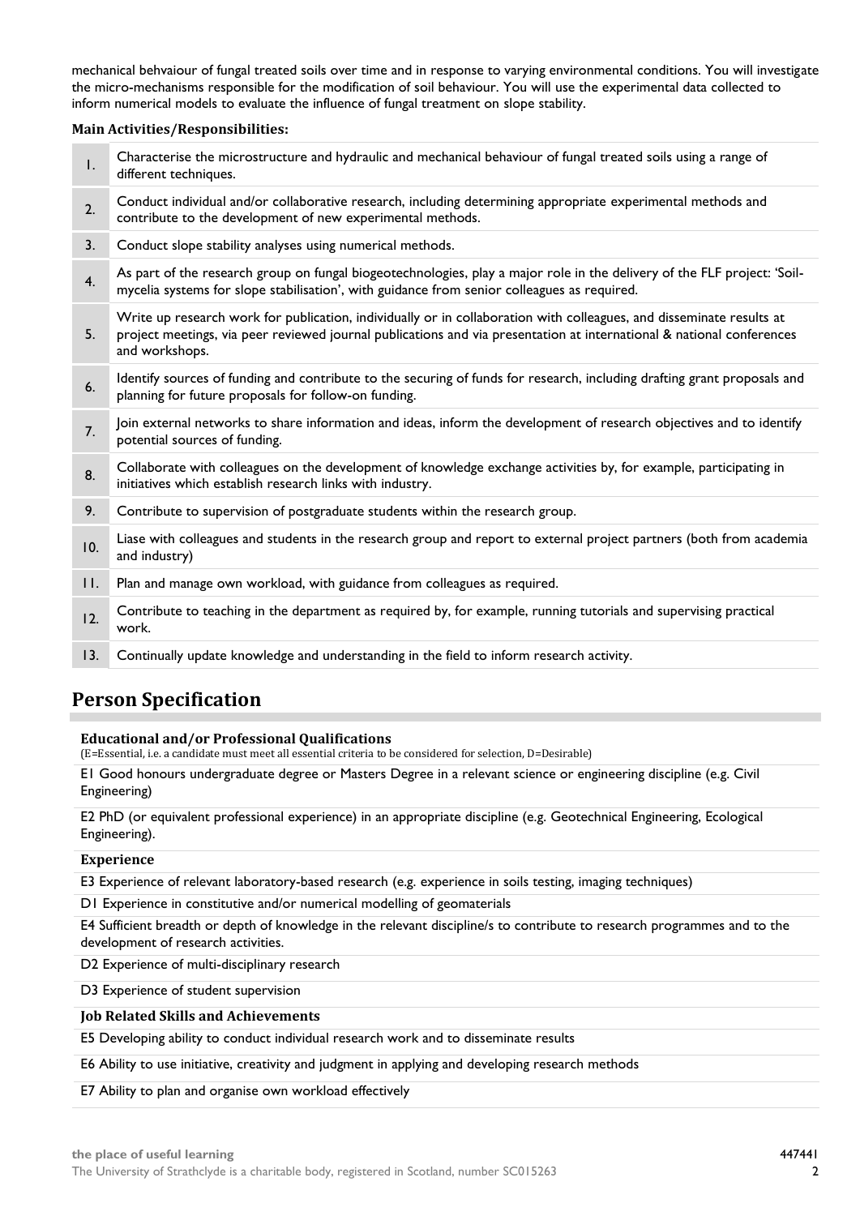mechanical behvaiour of fungal treated soils over time and in response to varying environmental conditions. You will investigate the micro-mechanisms responsible for the modification of soil behaviour. You will use the experimental data collected to inform numerical models to evaluate the influence of fungal treatment on slope stability.

**Main Activities/Responsibilities:**

| | |
|---|---|
| 1. | Characterise the microstructure and hydraulic and mechanical behaviour of fungal treated soils using a range of different techniques. |
| 2. | Conduct individual and/or collaborative research, including determining appropriate experimental methods and contribute to the development of new experimental methods. |
| 3. | Conduct slope stability analyses using numerical methods. |
| 4. | As part of the research group on fungal biogeotechnologies, play a major role in the delivery of the FLF project: 'Soil-mycelia systems for slope stabilisation', with guidance from senior colleagues as required. |
| 5. | Write up research work for publication, individually or in collaboration with colleagues, and disseminate results at project meetings, via peer reviewed journal publications and via presentation at international & national conferences and workshops. |
| 6. | Identify sources of funding and contribute to the securing of funds for research, including drafting grant proposals and planning for future proposals for follow-on funding. |
| 7. | Join external networks to share information and ideas, inform the development of research objectives and to identify potential sources of funding. |
| 8. | Collaborate with colleagues on the development of knowledge exchange activities by, for example, participating in initiatives which establish research links with industry. |
| 9. | Contribute to supervision of postgraduate students within the research group. |
| 10. | Liase with colleagues and students in the research group and report to external project partners (both from academia and industry) |
| 11. | Plan and manage own workload, with guidance from colleagues as required. |
| 12. | Contribute to teaching in the department as required by, for example, running tutorials and supervising practical work. |
| 13. | Continually update knowledge and understanding in the field to inform research activity. |

## Person Specification

### Educational and/or Professional Qualifications

(E=Essential, i.e. a candidate must meet all essential criteria to be considered for selection, D=Desirable)

E1 Good honours undergraduate degree or Masters Degree in a relevant science or engineering discipline (e.g. Civil Engineering)

E2 PhD (or equivalent professional experience) in an appropriate discipline (e.g. Geotechnical Engineering, Ecological Engineering).

### Experience

E3 Experience of relevant laboratory-based research (e.g. experience in soils testing, imaging techniques)

D1 Experience in constitutive and/or numerical modelling of geomaterials

E4 Sufficient breadth or depth of knowledge in the relevant discipline/s to contribute to research programmes and to the development of research activities.

D2 Experience of multi-disciplinary research

D3 Experience of student supervision

### Job Related Skills and Achievements

E5 Developing ability to conduct individual research work and to disseminate results

E6 Ability to use initiative, creativity and judgment in applying and developing research methods

E7 Ability to plan and organise own workload effectively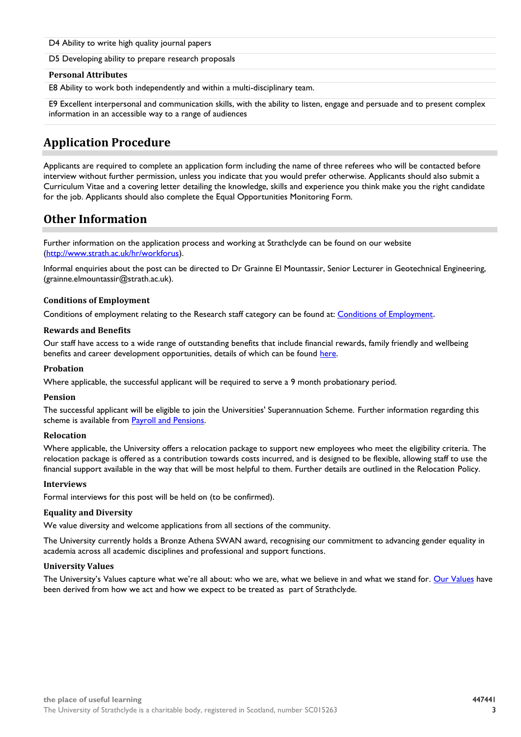D4 Ability to write high quality journal papers

D5 Developing ability to prepare research proposals

**Personal Attributes**

E8 Ability to work both independently and within a multi-disciplinary team.

E9 Excellent interpersonal and communication skills, with the ability to listen, engage and persuade and to present complex information in an accessible way to a range of audiences

## Application Procedure

Applicants are required to complete an application form including the name of three referees who will be contacted before interview without further permission, unless you indicate that you would prefer otherwise. Applicants should also submit a Curriculum Vitae and a covering letter detailing the knowledge, skills and experience you think make you the right candidate for the job. Applicants should also complete the Equal Opportunities Monitoring Form.

## Other Information

Further information on the application process and working at Strathclyde can be found on our website (http://www.strath.ac.uk/hr/workforus).

Informal enquiries about the post can be directed to Dr Grainne El Mountassir, Senior Lecturer in Geotechnical Engineering, (grainne.elmountassir@strath.ac.uk).

### Conditions of Employment

Conditions of employment relating to the Research staff category can be found at: Conditions of Employment.

### Rewards and Benefits

Our staff have access to a wide range of outstanding benefits that include financial rewards, family friendly and wellbeing benefits and career development opportunities, details of which can be found here.

### Probation

Where applicable, the successful applicant will be required to serve a 9 month probationary period.

### Pension

The successful applicant will be eligible to join the Universities' Superannuation Scheme. Further information regarding this scheme is available from Payroll and Pensions.

### Relocation

Where applicable, the University offers a relocation package to support new employees who meet the eligibility criteria. The relocation package is offered as a contribution towards costs incurred, and is designed to be flexible, allowing staff to use the financial support available in the way that will be most helpful to them. Further details are outlined in the Relocation Policy.

### Interviews

Formal interviews for this post will be held on (to be confirmed).

### Equality and Diversity

We value diversity and welcome applications from all sections of the community.

The University currently holds a Bronze Athena SWAN award, recognising our commitment to advancing gender equality in academia across all academic disciplines and professional and support functions.

### University Values

The University's Values capture what we're all about: who we are, what we believe in and what we stand for. Our Values have been derived from how we act and how we expect to be treated as part of Strathclyde.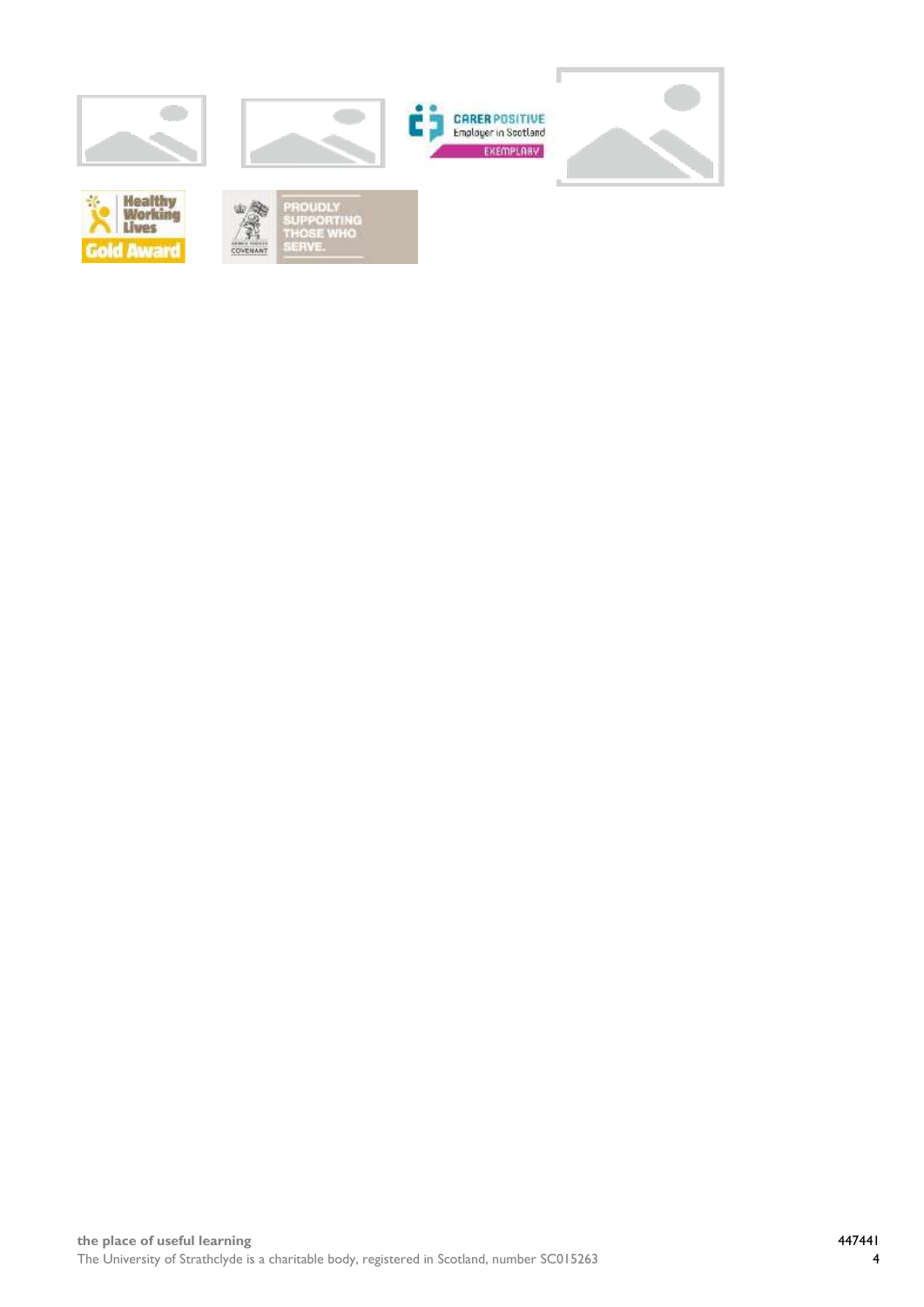CARER POSITIVE
Employer in Scotland
EXEMPLARY

Healthy Working Lives
Gold Award

ARMED FORCES COVENANT

PROUDLY SUPPORTING THOSE WHO SERVE.

**the place of useful learning**
The University of Strathclyde is a charitable body, registered in Scotland, number SC015263

447441